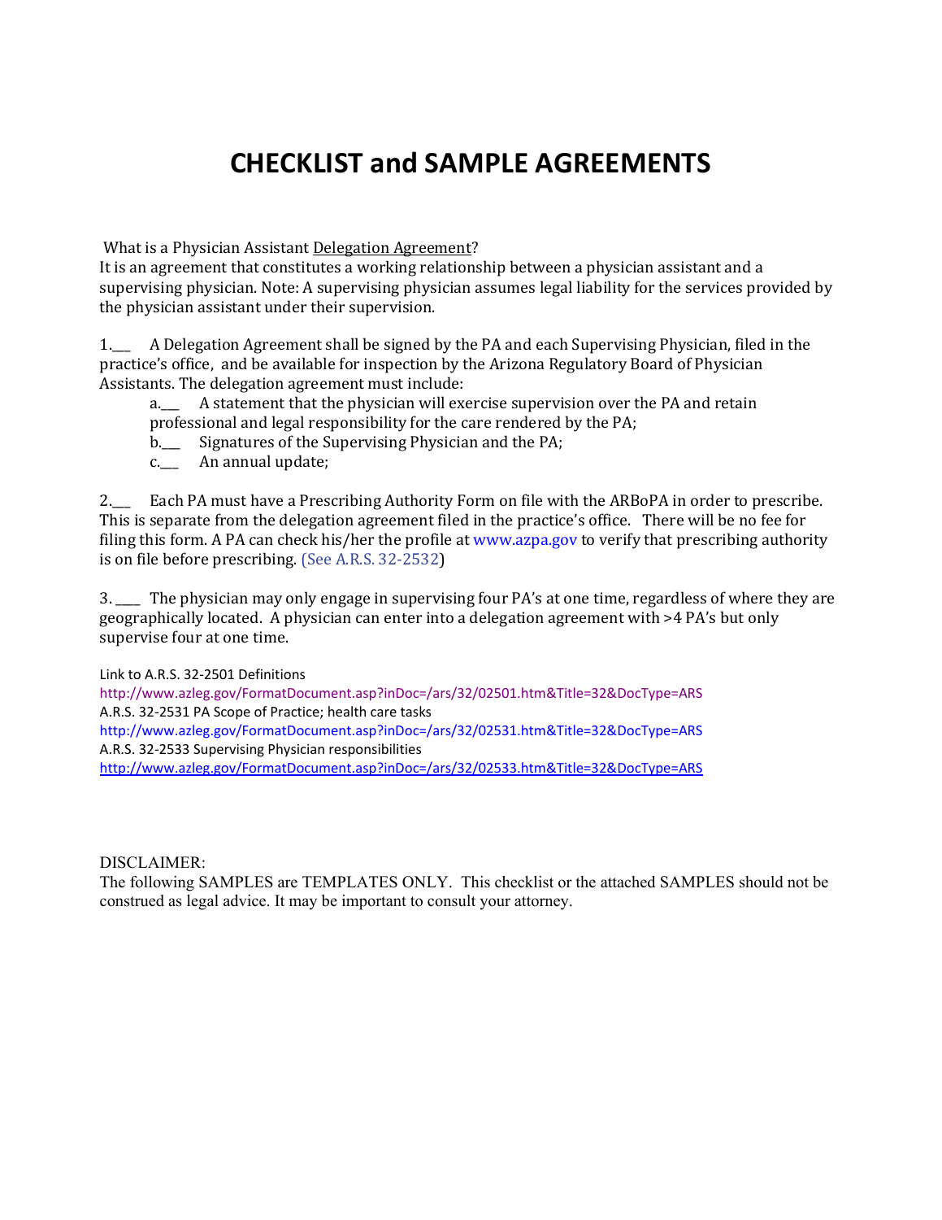# CHECKLIST and SAMPLE AGREEMENTS

What is a Physician Assistant Delegation Agreement?
It is an agreement that constitutes a working relationship between a physician assistant and a supervising physician. Note: A supervising physician assumes legal liability for the services provided by the physician assistant under their supervision.

1.___ A Delegation Agreement shall be signed by the PA and each Supervising Physician, filed in the practice's office, and be available for inspection by the Arizona Regulatory Board of Physician Assistants. The delegation agreement must include:

  a.___ A statement that the physician will exercise supervision over the PA and retain professional and legal responsibility for the care rendered by the PA;

  b.___ Signatures of the Supervising Physician and the PA;

  c.___ An annual update;

2.___ Each PA must have a Prescribing Authority Form on file with the ARBoPA in order to prescribe. This is separate from the delegation agreement filed in the practice's office. There will be no fee for filing this form. A PA can check his/her the profile at www.azpa.gov to verify that prescribing authority is on file before prescribing. (See A.R.S. 32-2532)

3. ____ The physician may only engage in supervising four PA's at one time, regardless of where they are geographically located. A physician can enter into a delegation agreement with >4 PA's but only supervise four at one time.

Link to A.R.S. 32-2501 Definitions
http://www.azleg.gov/FormatDocument.asp?inDoc=/ars/32/02501.htm&Title=32&DocType=ARS
A.R.S. 32-2531 PA Scope of Practice; health care tasks
http://www.azleg.gov/FormatDocument.asp?inDoc=/ars/32/02531.htm&Title=32&DocType=ARS
A.R.S. 32-2533 Supervising Physician responsibilities
http://www.azleg.gov/FormatDocument.asp?inDoc=/ars/32/02533.htm&Title=32&DocType=ARS

DISCLAIMER:
The following SAMPLES are TEMPLATES ONLY. This checklist or the attached SAMPLES should not be construed as legal advice. It may be important to consult your attorney.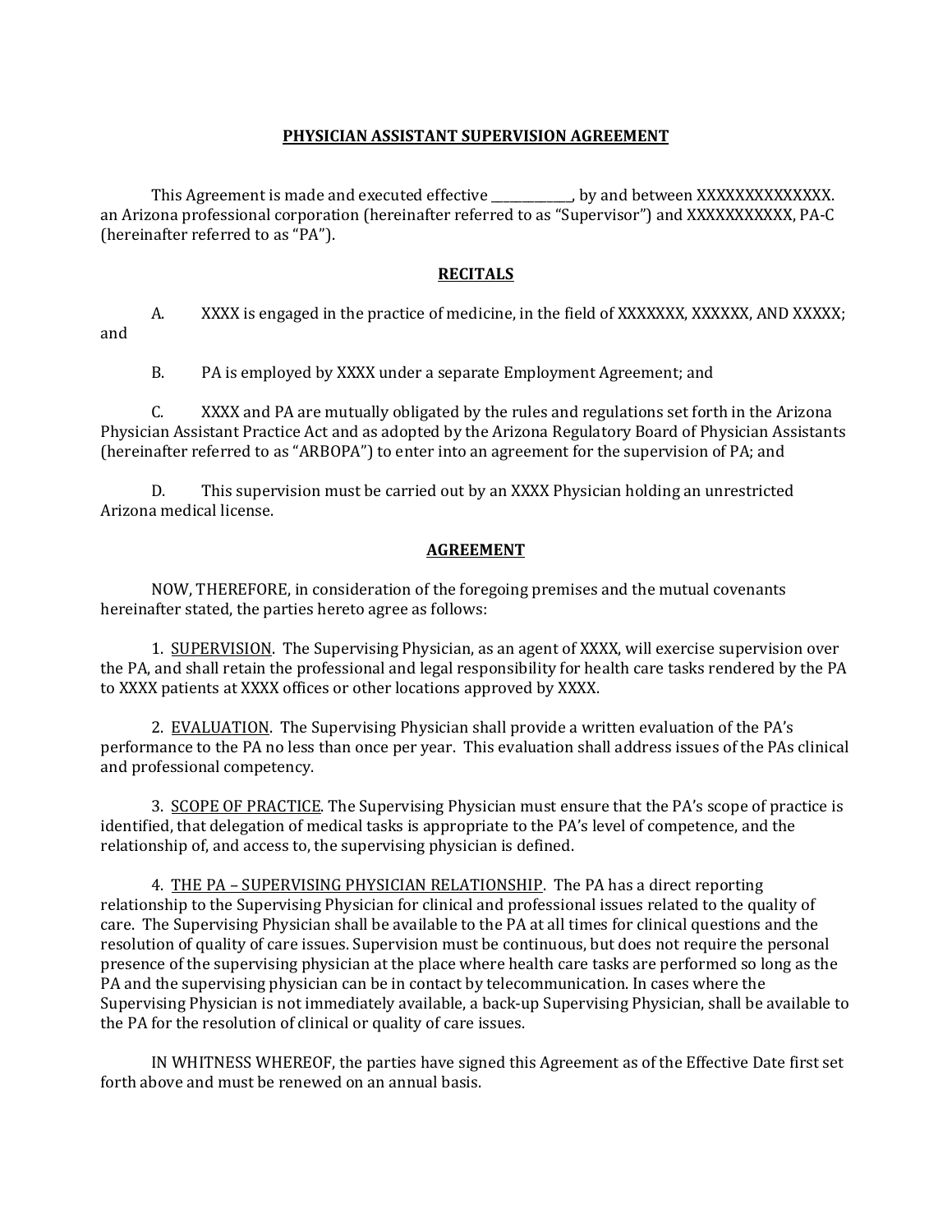**PHYSICIAN ASSISTANT SUPERVISION AGREEMENT**

This Agreement is made and executed effective _____________, by and between XXXXXXXXXXXXXX. an Arizona professional corporation (hereinafter referred to as "Supervisor") and XXXXXXXXXXX, PA-C (hereinafter referred to as "PA").

**RECITALS**

A. XXXX is engaged in the practice of medicine, in the field of XXXXXXX, XXXXXX, AND XXXXX; and

B. PA is employed by XXXX under a separate Employment Agreement; and

C. XXXX and PA are mutually obligated by the rules and regulations set forth in the Arizona Physician Assistant Practice Act and as adopted by the Arizona Regulatory Board of Physician Assistants (hereinafter referred to as "ARBOPA") to enter into an agreement for the supervision of PA; and

D. This supervision must be carried out by an XXXX Physician holding an unrestricted Arizona medical license.

**AGREEMENT**

NOW, THEREFORE, in consideration of the foregoing premises and the mutual covenants hereinafter stated, the parties hereto agree as follows:

1. SUPERVISION. The Supervising Physician, as an agent of XXXX, will exercise supervision over the PA, and shall retain the professional and legal responsibility for health care tasks rendered by the PA to XXXX patients at XXXX offices or other locations approved by XXXX.

2. EVALUATION. The Supervising Physician shall provide a written evaluation of the PA's performance to the PA no less than once per year. This evaluation shall address issues of the PAs clinical and professional competency.

3. SCOPE OF PRACTICE. The Supervising Physician must ensure that the PA's scope of practice is identified, that delegation of medical tasks is appropriate to the PA's level of competence, and the relationship of, and access to, the supervising physician is defined.

4. THE PA – SUPERVISING PHYSICIAN RELATIONSHIP. The PA has a direct reporting relationship to the Supervising Physician for clinical and professional issues related to the quality of care. The Supervising Physician shall be available to the PA at all times for clinical questions and the resolution of quality of care issues. Supervision must be continuous, but does not require the personal presence of the supervising physician at the place where health care tasks are performed so long as the PA and the supervising physician can be in contact by telecommunication. In cases where the Supervising Physician is not immediately available, a back-up Supervising Physician, shall be available to the PA for the resolution of clinical or quality of care issues.

IN WHITNESS WHEREOF, the parties have signed this Agreement as of the Effective Date first set forth above and must be renewed on an annual basis.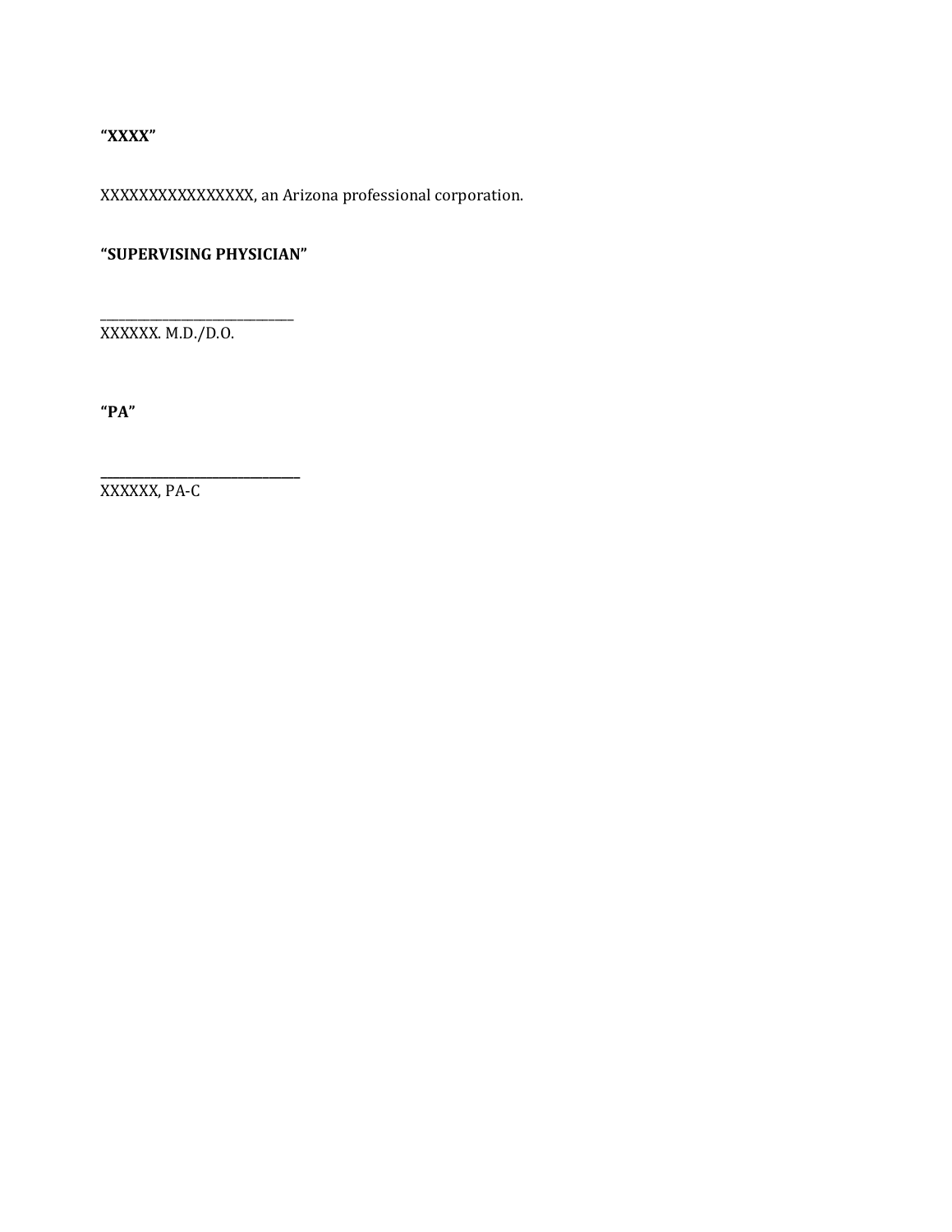**"XXXX"**

XXXXXXXXXXXXXXXX, an Arizona professional corporation.

**"SUPERVISING PHYSICIAN"**

_______________________________
XXXXXX. M.D./D.O.

**"PA"**

_______________________________
XXXXXX, PA-C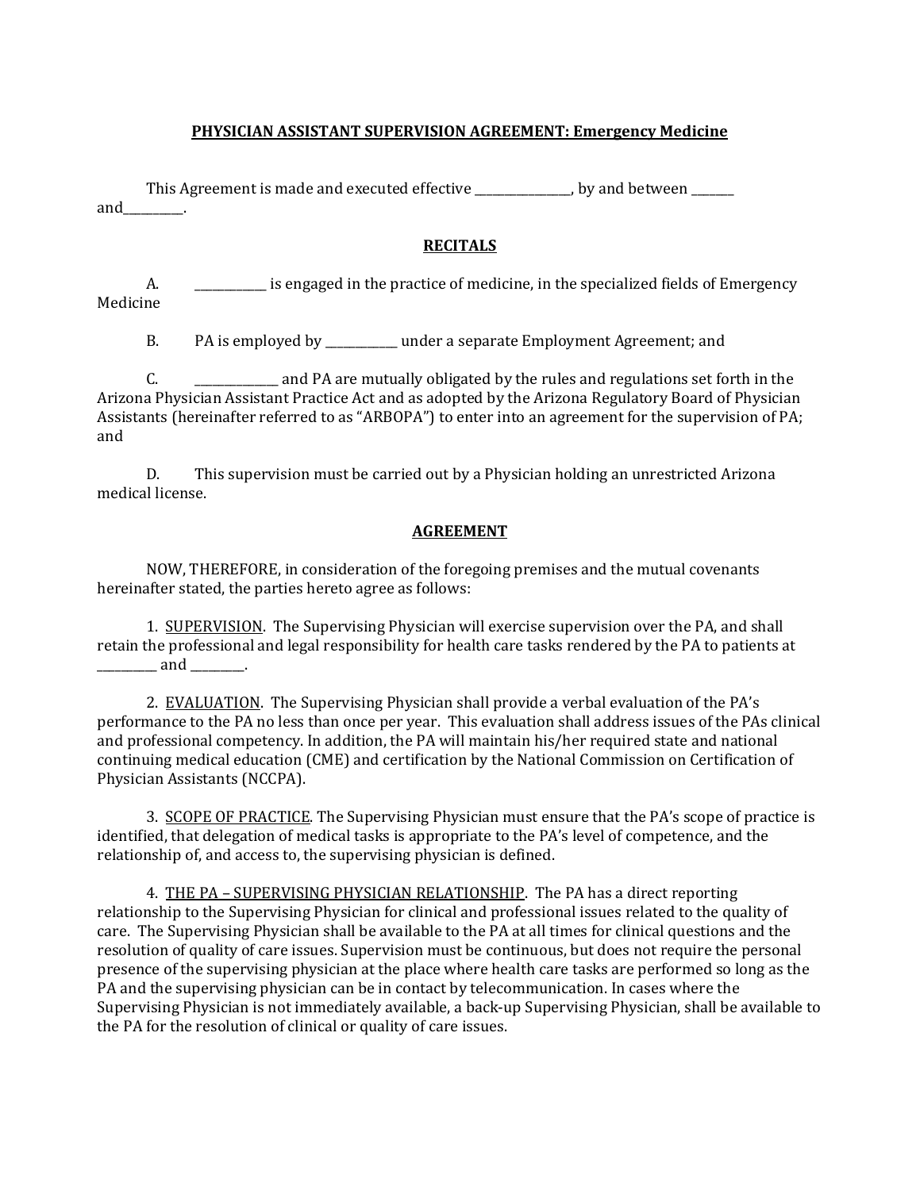**PHYSICIAN ASSISTANT SUPERVISION AGREEMENT: Emergency Medicine**

This Agreement is made and executed effective ________________, by and between _______ and__________.

**RECITALS**

A. ____________ is engaged in the practice of medicine, in the specialized fields of Emergency Medicine

B. PA is employed by ____________ under a separate Employment Agreement; and

C. ______________ and PA are mutually obligated by the rules and regulations set forth in the Arizona Physician Assistant Practice Act and as adopted by the Arizona Regulatory Board of Physician Assistants (hereinafter referred to as "ARBOPA") to enter into an agreement for the supervision of PA; and

D. This supervision must be carried out by a Physician holding an unrestricted Arizona medical license.

**AGREEMENT**

NOW, THEREFORE, in consideration of the foregoing premises and the mutual covenants hereinafter stated, the parties hereto agree as follows:

1. SUPERVISION. The Supervising Physician will exercise supervision over the PA, and shall retain the professional and legal responsibility for health care tasks rendered by the PA to patients at __________ and _________.

2. EVALUATION. The Supervising Physician shall provide a verbal evaluation of the PA's performance to the PA no less than once per year. This evaluation shall address issues of the PAs clinical and professional competency. In addition, the PA will maintain his/her required state and national continuing medical education (CME) and certification by the National Commission on Certification of Physician Assistants (NCCPA).

3. SCOPE OF PRACTICE. The Supervising Physician must ensure that the PA's scope of practice is identified, that delegation of medical tasks is appropriate to the PA's level of competence, and the relationship of, and access to, the supervising physician is defined.

4. THE PA – SUPERVISING PHYSICIAN RELATIONSHIP. The PA has a direct reporting relationship to the Supervising Physician for clinical and professional issues related to the quality of care. The Supervising Physician shall be available to the PA at all times for clinical questions and the resolution of quality of care issues. Supervision must be continuous, but does not require the personal presence of the supervising physician at the place where health care tasks are performed so long as the PA and the supervising physician can be in contact by telecommunication. In cases where the Supervising Physician is not immediately available, a back-up Supervising Physician, shall be available to the PA for the resolution of clinical or quality of care issues.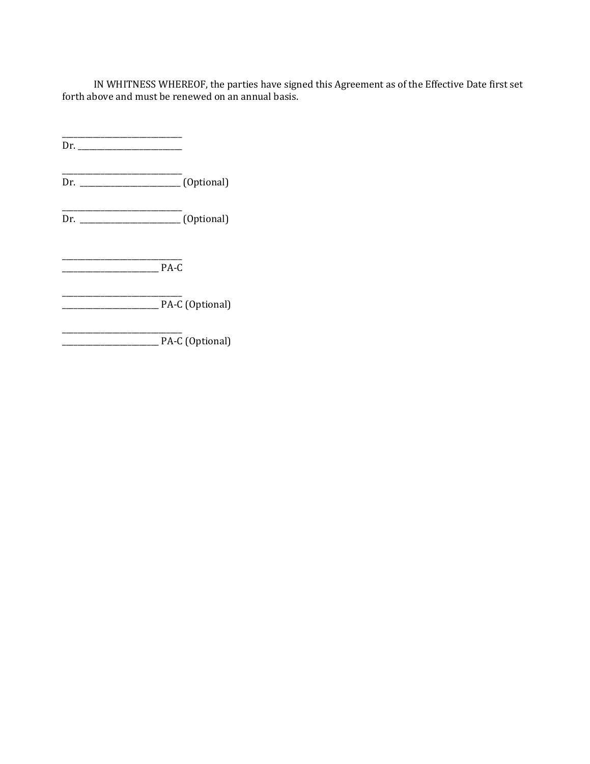IN WHITNESS WHEREOF, the parties have signed this Agreement as of the Effective Date first set forth above and must be renewed on an annual basis.

______________________________
Dr. __________________________

______________________________
Dr. __________________________ (Optional)

______________________________
Dr. __________________________ (Optional)

______________________________
________________________ PA-C

______________________________
________________________ PA-C (Optional)

______________________________
________________________ PA-C (Optional)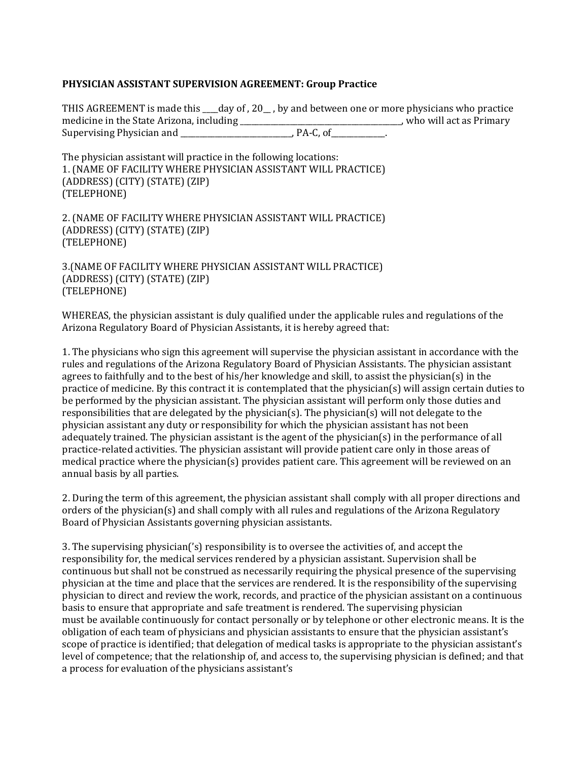**PHYSICIAN ASSISTANT SUPERVISION AGREEMENT: Group Practice**

THIS AGREEMENT is made this ____day of , 20__ , by and between one or more physicians who practice medicine in the State Arizona, including __________________________________________, who will act as Primary Supervising Physician and ______________________________, PA-C, of______________.

The physician assistant will practice in the following locations:
1. (NAME OF FACILITY WHERE PHYSICIAN ASSISTANT WILL PRACTICE)
(ADDRESS) (CITY) (STATE) (ZIP)
(TELEPHONE)

2. (NAME OF FACILITY WHERE PHYSICIAN ASSISTANT WILL PRACTICE)
(ADDRESS) (CITY) (STATE) (ZIP)
(TELEPHONE)

3.(NAME OF FACILITY WHERE PHYSICIAN ASSISTANT WILL PRACTICE)
(ADDRESS) (CITY) (STATE) (ZIP)
(TELEPHONE)

WHEREAS, the physician assistant is duly qualified under the applicable rules and regulations of the Arizona Regulatory Board of Physician Assistants, it is hereby agreed that:

1. The physicians who sign this agreement will supervise the physician assistant in accordance with the rules and regulations of the Arizona Regulatory Board of Physician Assistants. The physician assistant agrees to faithfully and to the best of his/her knowledge and skill, to assist the physician(s) in the practice of medicine. By this contract it is contemplated that the physician(s) will assign certain duties to be performed by the physician assistant. The physician assistant will perform only those duties and responsibilities that are delegated by the physician(s). The physician(s) will not delegate to the physician assistant any duty or responsibility for which the physician assistant has not been adequately trained. The physician assistant is the agent of the physician(s) in the performance of all practice-related activities. The physician assistant will provide patient care only in those areas of medical practice where the physician(s) provides patient care. This agreement will be reviewed on an annual basis by all parties.

2. During the term of this agreement, the physician assistant shall comply with all proper directions and orders of the physician(s) and shall comply with all rules and regulations of the Arizona Regulatory Board of Physician Assistants governing physician assistants.

3. The supervising physician('s) responsibility is to oversee the activities of, and accept the responsibility for, the medical services rendered by a physician assistant. Supervision shall be continuous but shall not be construed as necessarily requiring the physical presence of the supervising physician at the time and place that the services are rendered. It is the responsibility of the supervising physician to direct and review the work, records, and practice of the physician assistant on a continuous basis to ensure that appropriate and safe treatment is rendered. The supervising physician must be available continuously for contact personally or by telephone or other electronic means. It is the obligation of each team of physicians and physician assistants to ensure that the physician assistant's scope of practice is identified; that delegation of medical tasks is appropriate to the physician assistant's level of competence; that the relationship of, and access to, the supervising physician is defined; and that a process for evaluation of the physicians assistant's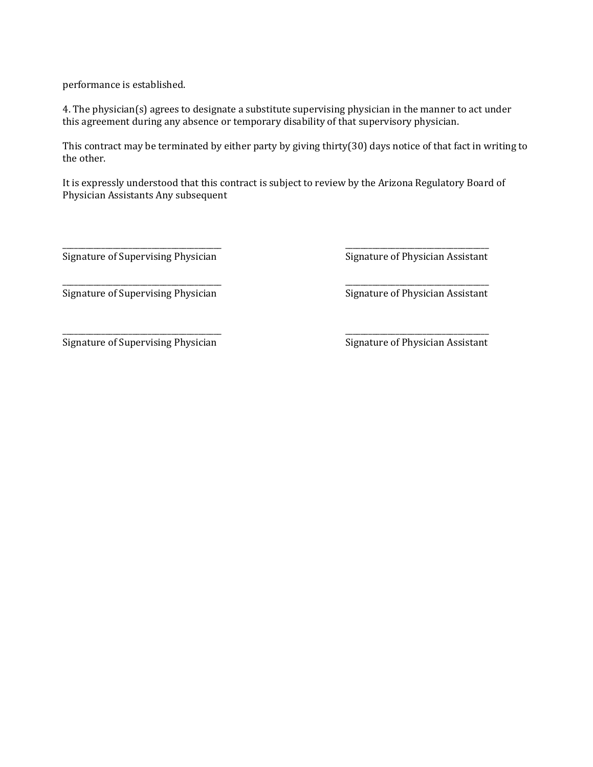performance is established.

4. The physician(s) agrees to designate a substitute supervising physician in the manner to act under this agreement during any absence or temporary disability of that supervisory physician.

This contract may be terminated by either party by giving thirty(30) days notice of that fact in writing to the other.

It is expressly understood that this contract is subject to review by the Arizona Regulatory Board of Physician Assistants Any subsequent

| | |
|---|---|
| \_\_\_\_\_\_\_\_\_\_\_\_\_\_\_\_\_\_\_\_\_\_\_\_\_\_\_\_\_\_\_\_\_\_\_\_ | \_\_\_\_\_\_\_\_\_\_\_\_\_\_\_\_\_\_\_\_\_\_\_\_\_\_\_\_\_\_\_\_\_\_ |
| Signature of Supervising Physician | Signature of Physician Assistant |
| \_\_\_\_\_\_\_\_\_\_\_\_\_\_\_\_\_\_\_\_\_\_\_\_\_\_\_\_\_\_\_\_\_\_\_\_ | \_\_\_\_\_\_\_\_\_\_\_\_\_\_\_\_\_\_\_\_\_\_\_\_\_\_\_\_\_\_\_\_\_\_ |
| Signature of Supervising Physician | Signature of Physician Assistant |
| \_\_\_\_\_\_\_\_\_\_\_\_\_\_\_\_\_\_\_\_\_\_\_\_\_\_\_\_\_\_\_\_\_\_\_\_ | \_\_\_\_\_\_\_\_\_\_\_\_\_\_\_\_\_\_\_\_\_\_\_\_\_\_\_\_\_\_\_\_\_\_ |
| Signature of Supervising Physician | Signature of Physician Assistant |